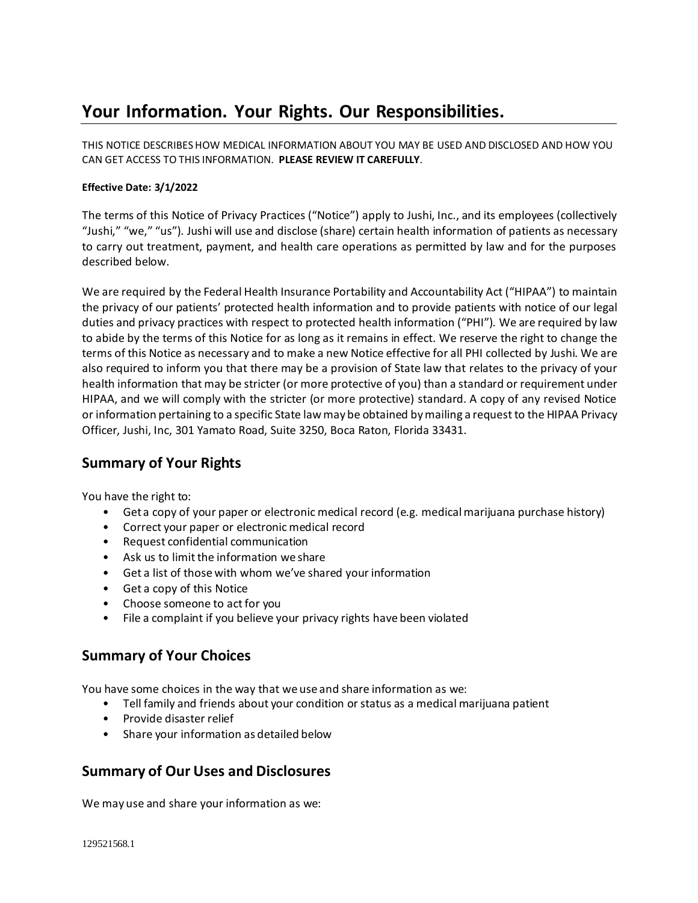# Your Information. Your Rights. Our Responsibilities.

THIS NOTICE DESCRIBES HOW MEDICAL INFORMATION ABOUT YOU MAY BE USED AND DISCLOSED AND HOW YOU CAN GET ACCESS TO THIS INFORMATION. **PLEASE REVIEW IT CAREFULLY**.

**Effective Date: 3/1/2022**

The terms of this Notice of Privacy Practices ("Notice") apply to Jushi, Inc., and its employees (collectively "Jushi," "we," "us"). Jushi will use and disclose (share) certain health information of patients as necessary to carry out treatment, payment, and health care operations as permitted by law and for the purposes described below.

We are required by the Federal Health Insurance Portability and Accountability Act ("HIPAA") to maintain the privacy of our patients' protected health information and to provide patients with notice of our legal duties and privacy practices with respect to protected health information ("PHI"). We are required by law to abide by the terms of this Notice for as long as it remains in effect. We reserve the right to change the terms of this Notice as necessary and to make a new Notice effective for all PHI collected by Jushi. We are also required to inform you that there may be a provision of State law that relates to the privacy of your health information that may be stricter (or more protective of you) than a standard or requirement under HIPAA, and we will comply with the stricter (or more protective) standard. A copy of any revised Notice or information pertaining to a specific State law may be obtained by mailing a request to the HIPAA Privacy Officer, Jushi, Inc, 301 Yamato Road, Suite 3250, Boca Raton, Florida 33431.

## Summary of Your Rights

You have the right to:

- Get a copy of your paper or electronic medical record (e.g. medical marijuana purchase history)
- Correct your paper or electronic medical record
- Request confidential communication
- Ask us to limit the information we share
- Get a list of those with whom we've shared your information
- Get a copy of this Notice
- Choose someone to act for you
- File a complaint if you believe your privacy rights have been violated

## Summary of Your Choices

You have some choices in the way that we use and share information as we:

- Tell family and friends about your condition or status as a medical marijuana patient
- Provide disaster relief
- Share your information as detailed below

## Summary of Our Uses and Disclosures

We may use and share your information as we:

129521568.1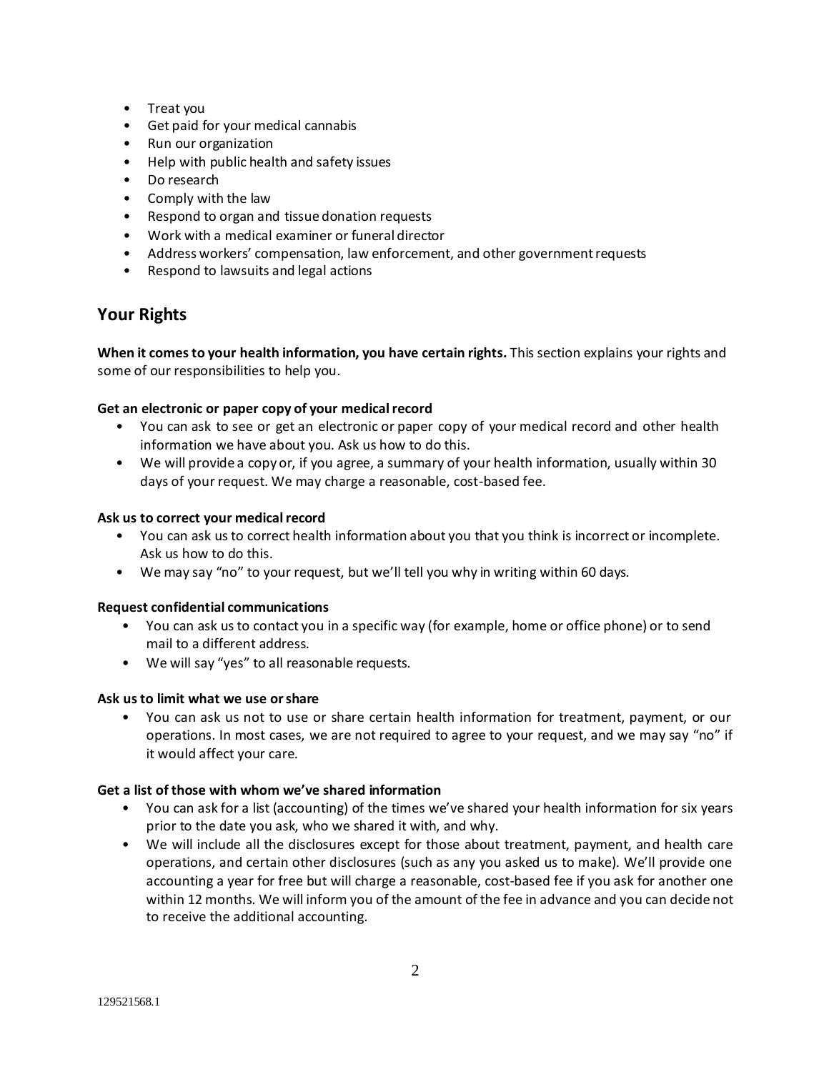- Treat you
- Get paid for your medical cannabis
- Run our organization
- Help with public health and safety issues
- Do research
- Comply with the law
- Respond to organ and tissue donation requests
- Work with a medical examiner or funeral director
- Address workers' compensation, law enforcement, and other government requests
- Respond to lawsuits and legal actions

## Your Rights

**When it comes to your health information, you have certain rights.** This section explains your rights and some of our responsibilities to help you.

**Get an electronic or paper copy of your medical record**

- You can ask to see or get an electronic or paper copy of your medical record and other health information we have about you. Ask us how to do this.
- We will provide a copy or, if you agree, a summary of your health information, usually within 30 days of your request. We may charge a reasonable, cost-based fee.

**Ask us to correct your medical record**

- You can ask us to correct health information about you that you think is incorrect or incomplete. Ask us how to do this.
- We may say "no" to your request, but we'll tell you why in writing within 60 days.

**Request confidential communications**

- You can ask us to contact you in a specific way (for example, home or office phone) or to send mail to a different address.
- We will say "yes" to all reasonable requests.

**Ask us to limit what we use or share**

- You can ask us not to use or share certain health information for treatment, payment, or our operations. In most cases, we are not required to agree to your request, and we may say "no" if it would affect your care.

**Get a list of those with whom we've shared information**

- You can ask for a list (accounting) of the times we've shared your health information for six years prior to the date you ask, who we shared it with, and why.
- We will include all the disclosures except for those about treatment, payment, and health care operations, and certain other disclosures (such as any you asked us to make). We'll provide one accounting a year for free but will charge a reasonable, cost-based fee if you ask for another one within 12 months. We will inform you of the amount of the fee in advance and you can decide not to receive the additional accounting.

129521568.1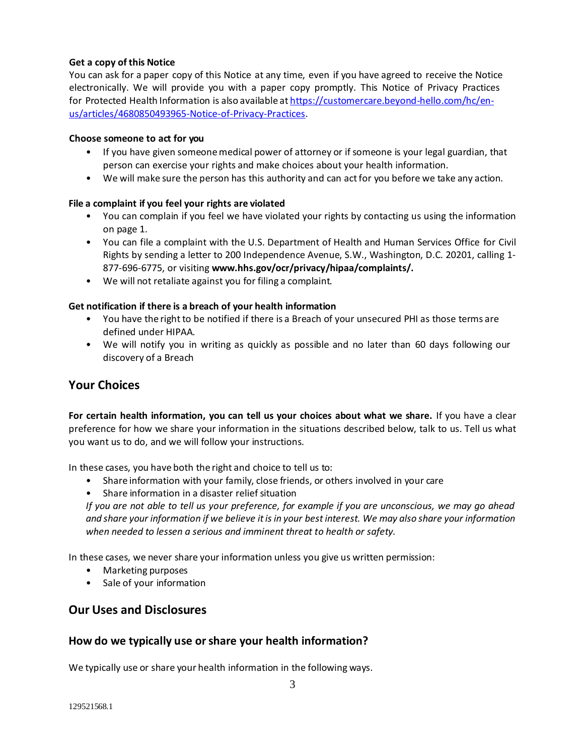**Get a copy of this Notice**

You can ask for a paper copy of this Notice at any time, even if you have agreed to receive the Notice electronically. We will provide you with a paper copy promptly. This Notice of Privacy Practices for Protected Health Information is also available at [https://customercare.beyond-hello.com/hc/en-us/articles/4680850493965-Notice-of-Privacy-Practices](https://customercare.beyond-hello.com/hc/en-us/articles/4680850493965-Notice-of-Privacy-Practices).

**Choose someone to act for you**

- If you have given someone medical power of attorney or if someone is your legal guardian, that person can exercise your rights and make choices about your health information.
- We will make sure the person has this authority and can act for you before we take any action.

**File a complaint if you feel your rights are violated**

- You can complain if you feel we have violated your rights by contacting us using the information on page 1.
- You can file a complaint with the U.S. Department of Health and Human Services Office for Civil Rights by sending a letter to 200 Independence Avenue, S.W., Washington, D.C. 20201, calling 1-877-696-6775, or visiting **www.hhs.gov/ocr/privacy/hipaa/complaints/.**
- We will not retaliate against you for filing a complaint.

**Get notification if there is a breach of your health information**

- You have the right to be notified if there is a Breach of your unsecured PHI as those terms are defined under HIPAA.
- We will notify you in writing as quickly as possible and no later than 60 days following our discovery of a Breach

## Your Choices

**For certain health information, you can tell us your choices about what we share.** If you have a clear preference for how we share your information in the situations described below, talk to us. Tell us what you want us to do, and we will follow your instructions.

In these cases, you have both the right and choice to tell us to:

- Share information with your family, close friends, or others involved in your care
- Share information in a disaster relief situation

*If you are not able to tell us your preference, for example if you are unconscious, we may go ahead and share your information if we believe it is in your best interest. We may also share your information when needed to lessen a serious and imminent threat to health or safety.*

In these cases, we never share your information unless you give us written permission:

- Marketing purposes
- Sale of your information

## Our Uses and Disclosures

### How do we typically use or share your health information?

We typically use or share your health information in the following ways.

129521568.1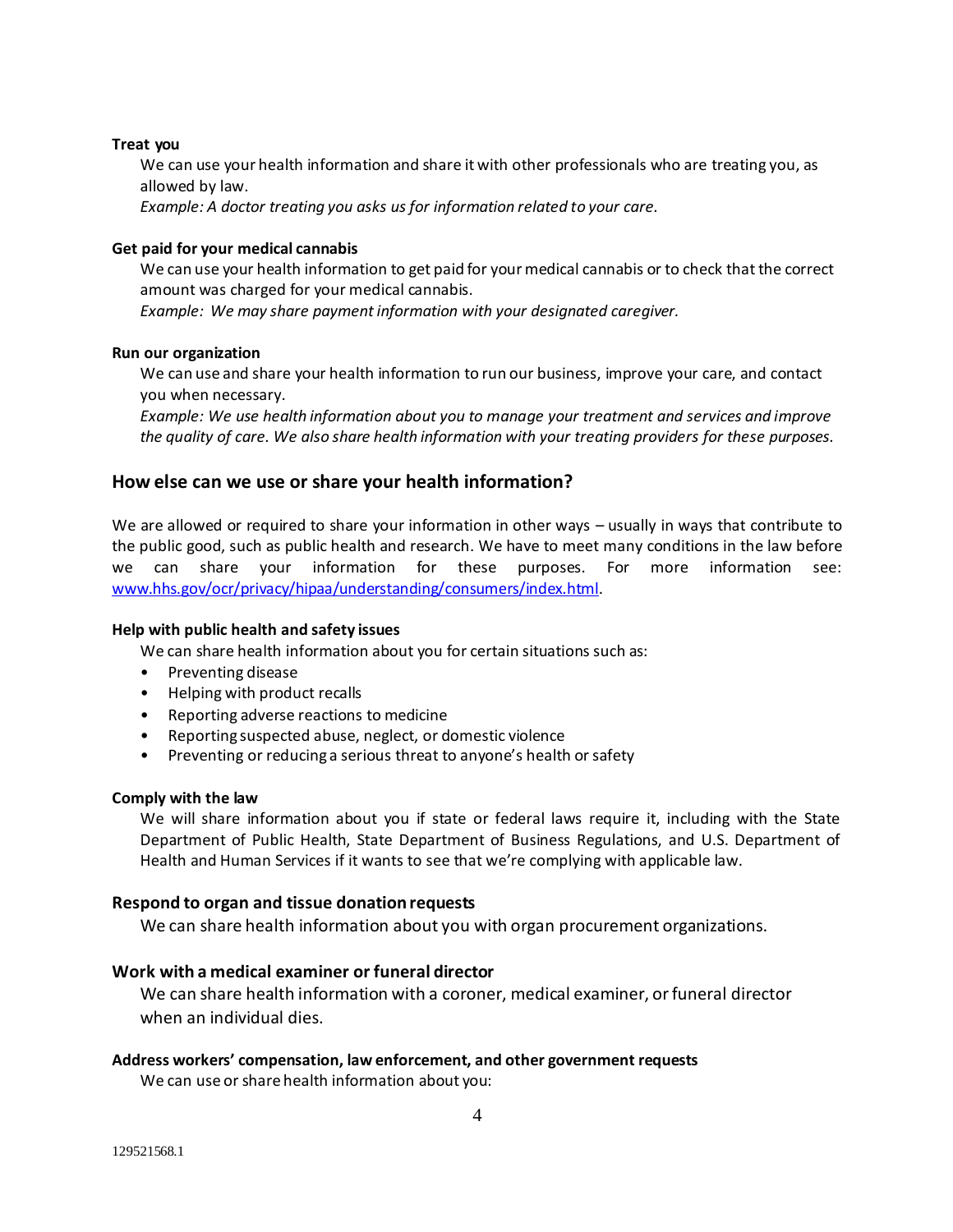**Treat you**

We can use your health information and share it with other professionals who are treating you, as allowed by law.

*Example: A doctor treating you asks us for information related to your care.*

**Get paid for your medical cannabis**

We can use your health information to get paid for your medical cannabis or to check that the correct amount was charged for your medical cannabis.

*Example: We may share payment information with your designated caregiver.*

**Run our organization**

We can use and share your health information to run our business, improve your care, and contact you when necessary.

*Example: We use health information about you to manage your treatment and services and improve the quality of care. We also share health information with your treating providers for these purposes.*

## How else can we use or share your health information?

We are allowed or required to share your information in other ways – usually in ways that contribute to the public good, such as public health and research. We have to meet many conditions in the law before we can share your information for these purposes. For more information see: [www.hhs.gov/ocr/privacy/hipaa/understanding/consumers/index.html](www.hhs.gov/ocr/privacy/hipaa/understanding/consumers/index.html).

**Help with public health and safety issues**

We can share health information about you for certain situations such as:

- Preventing disease
- Helping with product recalls
- Reporting adverse reactions to medicine
- Reporting suspected abuse, neglect, or domestic violence
- Preventing or reducing a serious threat to anyone's health or safety

**Comply with the law**

We will share information about you if state or federal laws require it, including with the State Department of Public Health, State Department of Business Regulations, and U.S. Department of Health and Human Services if it wants to see that we're complying with applicable law.

### Respond to organ and tissue donation requests

We can share health information about you with organ procurement organizations.

### Work with a medical examiner or funeral director

We can share health information with a coroner, medical examiner, or funeral director when an individual dies.

**Address workers' compensation, law enforcement, and other government requests**

We can use or share health information about you: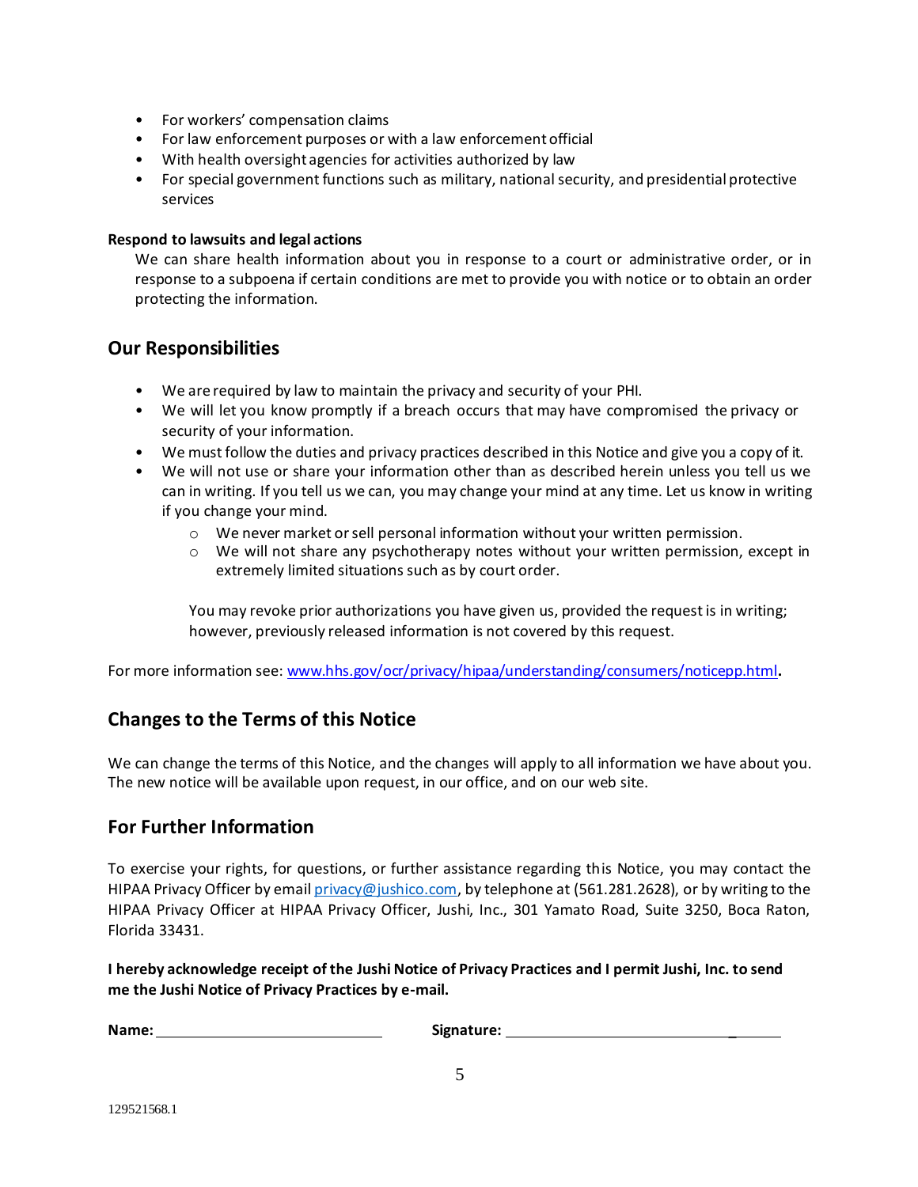- For workers' compensation claims
- For law enforcement purposes or with a law enforcement official
- With health oversight agencies for activities authorized by law
- For special government functions such as military, national security, and presidential protective services

**Respond to lawsuits and legal actions**

We can share health information about you in response to a court or administrative order, or in response to a subpoena if certain conditions are met to provide you with notice or to obtain an order protecting the information.

## Our Responsibilities

- We are required by law to maintain the privacy and security of your PHI.
- We will let you know promptly if a breach occurs that may have compromised the privacy or security of your information.
- We must follow the duties and privacy practices described in this Notice and give you a copy of it.
- We will not use or share your information other than as described herein unless you tell us we can in writing. If you tell us we can, you may change your mind at any time. Let us know in writing if you change your mind.
    - We never market or sell personal information without your written permission.
    - We will not share any psychotherapy notes without your written permission, except in extremely limited situations such as by court order.

    You may revoke prior authorizations you have given us, provided the request is in writing; however, previously released information is not covered by this request.

For more information see: [www.hhs.gov/ocr/privacy/hipaa/understanding/consumers/noticepp.html](www.hhs.gov/ocr/privacy/hipaa/understanding/consumers/noticepp.html).

## Changes to the Terms of this Notice

We can change the terms of this Notice, and the changes will apply to all information we have about you. The new notice will be available upon request, in our office, and on our web site.

## For Further Information

To exercise your rights, for questions, or further assistance regarding this Notice, you may contact the HIPAA Privacy Officer by email [privacy@jushico.com](mailto:privacy@jushico.com), by telephone at (561.281.2628), or by writing to the HIPAA Privacy Officer at HIPAA Privacy Officer, Jushi, Inc., 301 Yamato Road, Suite 3250, Boca Raton, Florida 33431.

**I hereby acknowledge receipt of the Jushi Notice of Privacy Practices and I permit Jushi, Inc. to send me the Jushi Notice of Privacy Practices by e-mail.**

**Name:** ______________________________ **Signature:** ______________________________

129521568.1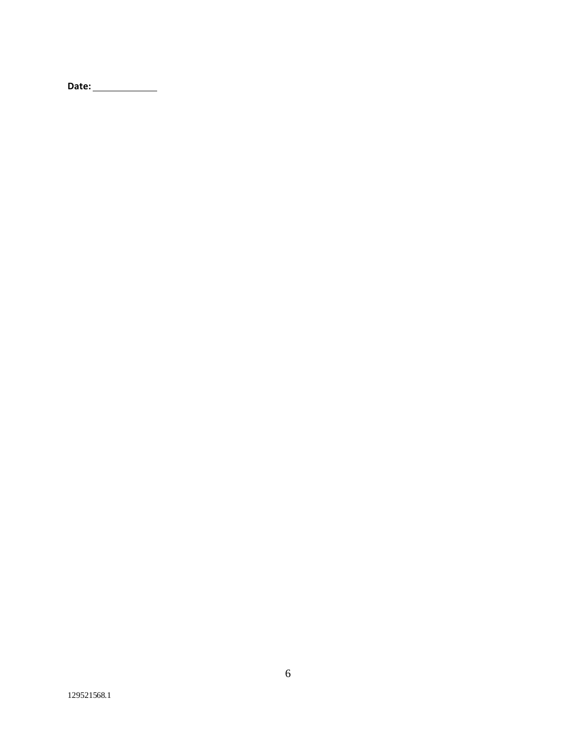**Date:** \_\_\_\_\_\_\_\_\_\_\_\_\_

129521568.1